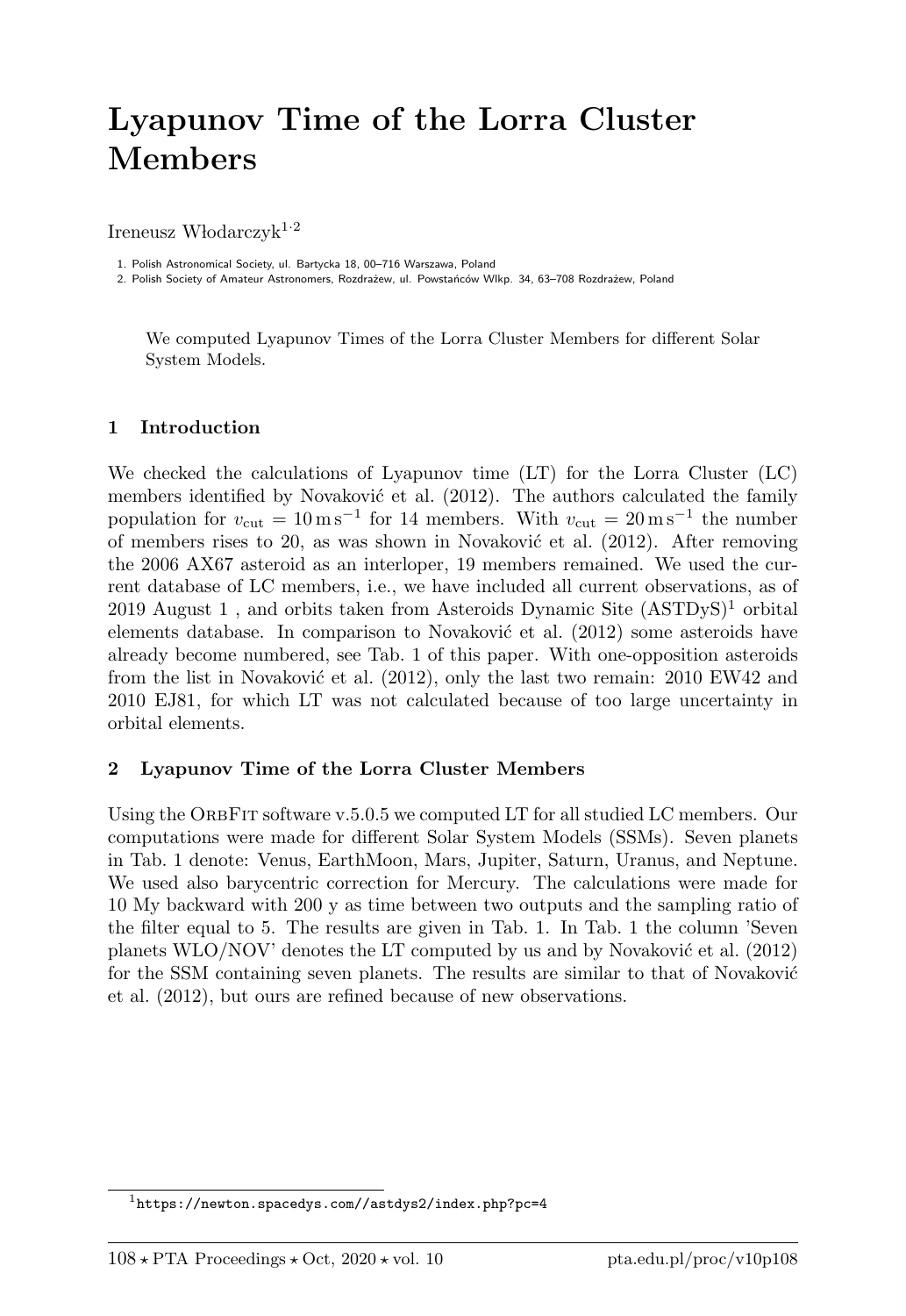# Lyapunov Time of the Lorra Cluster Members

Ireneusz Włodarczyk[1,2]

1. Polish Astronomical Society, ul. Bartycka 18, 00–716 Warszawa, Poland
2. Polish Society of Amateur Astronomers, Rozdrażew, ul. Powstańców Wlkp. 34, 63–708 Rozdrażew, Poland

We computed Lyapunov Times of the Lorra Cluster Members for different Solar System Models.

## 1 Introduction

We checked the calculations of Lyapunov time (LT) for the Lorra Cluster (LC) members identified by Novaković et al. (2012). The authors calculated the family population for $v_{\mathrm{cut}} = 10\,\mathrm{m\,s^{-1}}$ for 14 members. With $v_{\mathrm{cut}} = 20\,\mathrm{m\,s^{-1}}$ the number of members rises to 20, as was shown in Novaković et al. (2012). After removing the 2006 AX67 asteroid as an interloper, 19 members remained. We used the current database of LC members, i.e., we have included all current observations, as of 2019 August 1 , and orbits taken from Asteroids Dynamic Site (ASTDyS)[1] orbital elements database. In comparison to Novaković et al. (2012) some asteroids have already become numbered, see Tab. 1 of this paper. With one-opposition asteroids from the list in Novaković et al. (2012), only the last two remain: 2010 EW42 and 2010 EJ81, for which LT was not calculated because of too large uncertainty in orbital elements.

## 2 Lyapunov Time of the Lorra Cluster Members

Using the OrbFit software v.5.0.5 we computed LT for all studied LC members. Our computations were made for different Solar System Models (SSMs). Seven planets in Tab. 1 denote: Venus, EarthMoon, Mars, Jupiter, Saturn, Uranus, and Neptune. We used also barycentric correction for Mercury. The calculations were made for 10 My backward with 200 y as time between two outputs and the sampling ratio of the filter equal to 5. The results are given in Tab. 1. In Tab. 1 the column 'Seven planets WLO/NOV' denotes the LT computed by us and by Novaković et al. (2012) for the SSM containing seven planets. The results are similar to that of Novaković et al. (2012), but ours are refined because of new observations.

[1] https://newton.spacedys.com//astdys2/index.php?pc=4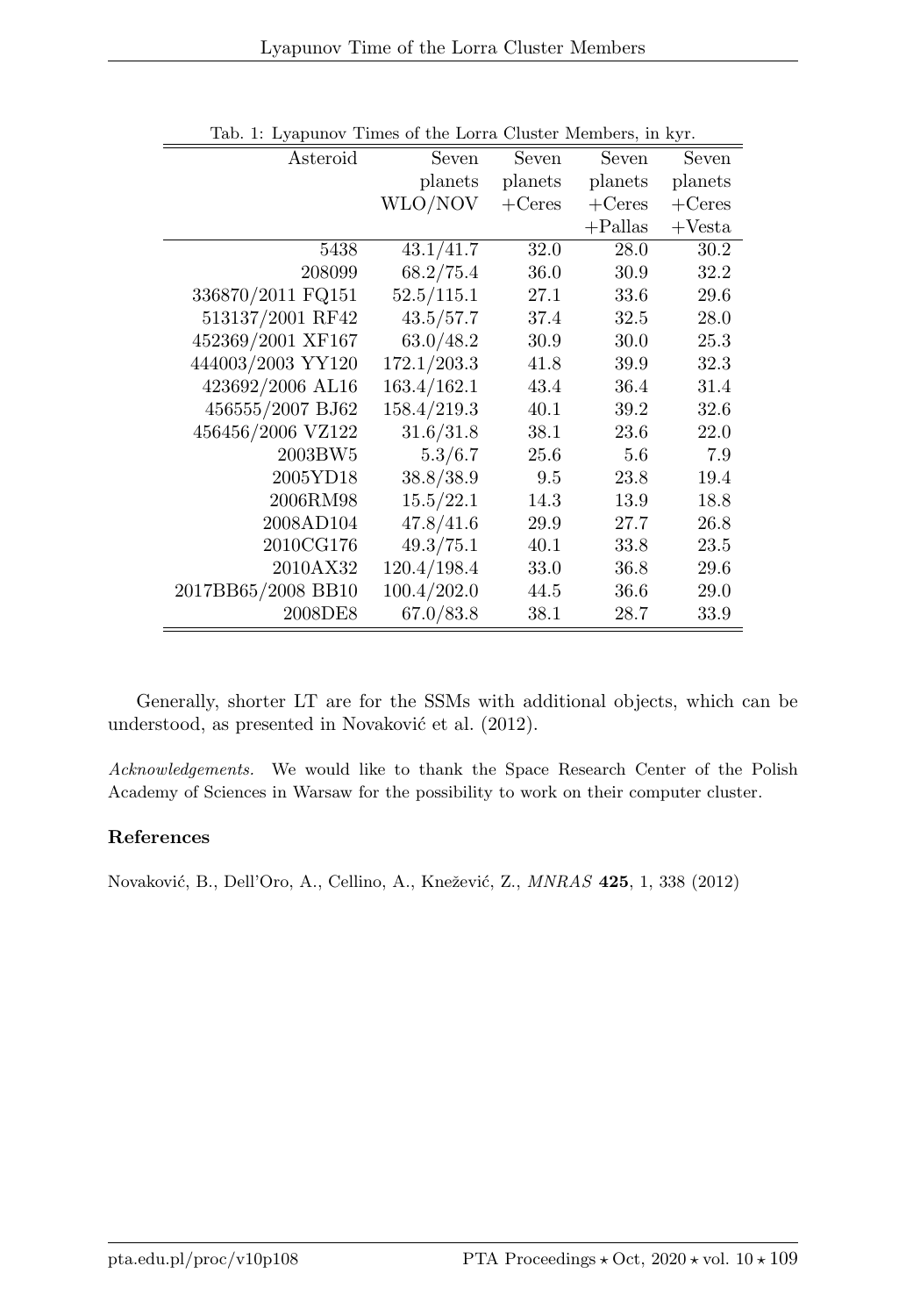Tab. 1: Lyapunov Times of the Lorra Cluster Members, in kyr.

| Asteroid | Seven planets WLO/NOV | Seven planets +Ceres | Seven planets +Ceres +Pallas | Seven planets +Ceres +Vesta |
|---|---|---|---|---|
| 5438 | 43.1/41.7 | 32.0 | 28.0 | 30.2 |
| 208099 | 68.2/75.4 | 36.0 | 30.9 | 32.2 |
| 336870/2011 FQ151 | 52.5/115.1 | 27.1 | 33.6 | 29.6 |
| 513137/2001 RF42 | 43.5/57.7 | 37.4 | 32.5 | 28.0 |
| 452369/2001 XF167 | 63.0/48.2 | 30.9 | 30.0 | 25.3 |
| 444003/2003 YY120 | 172.1/203.3 | 41.8 | 39.9 | 32.3 |
| 423692/2006 AL16 | 163.4/162.1 | 43.4 | 36.4 | 31.4 |
| 456555/2007 BJ62 | 158.4/219.3 | 40.1 | 39.2 | 32.6 |
| 456456/2006 VZ122 | 31.6/31.8 | 38.1 | 23.6 | 22.0 |
| 2003BW5 | 5.3/6.7 | 25.6 | 5.6 | 7.9 |
| 2005YD18 | 38.8/38.9 | 9.5 | 23.8 | 19.4 |
| 2006RM98 | 15.5/22.1 | 14.3 | 13.9 | 18.8 |
| 2008AD104 | 47.8/41.6 | 29.9 | 27.7 | 26.8 |
| 2010CG176 | 49.3/75.1 | 40.1 | 33.8 | 23.5 |
| 2010AX32 | 120.4/198.4 | 33.0 | 36.8 | 29.6 |
| 2017BB65/2008 BB10 | 100.4/202.0 | 44.5 | 36.6 | 29.0 |
| 2008DE8 | 67.0/83.8 | 38.1 | 28.7 | 33.9 |

Generally, shorter LT are for the SSMs with additional objects, which can be understood, as presented in Novaković et al. (2012).

*Acknowledgements.* We would like to thank the Space Research Center of the Polish Academy of Sciences in Warsaw for the possibility to work on their computer cluster.

## References

Novaković, B., Dell'Oro, A., Cellino, A., Knežević, Z., *MNRAS* **425**, 1, 338 (2012)